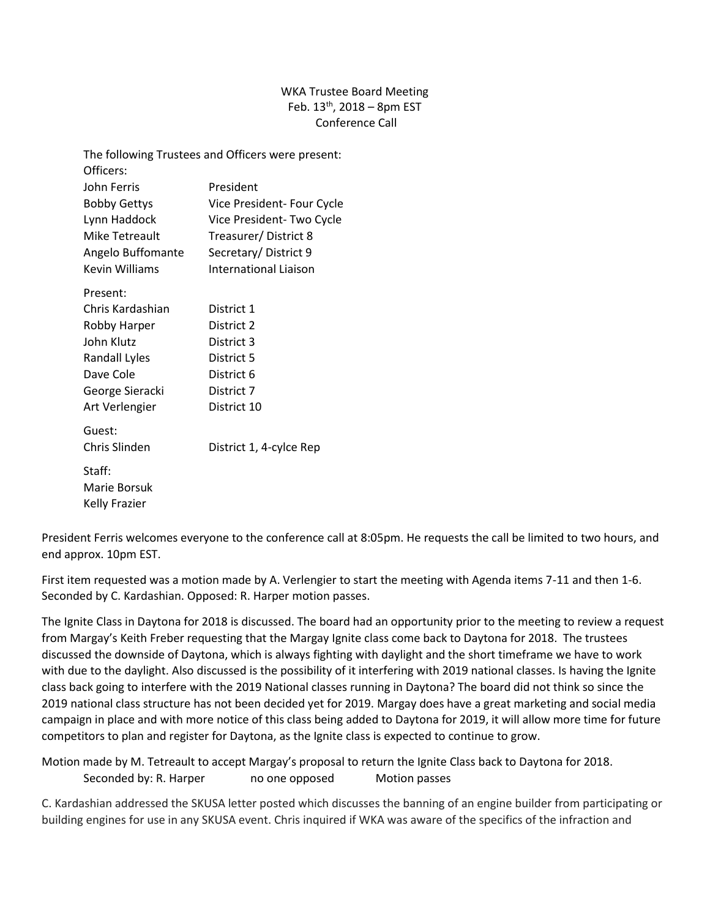WKA Trustee Board Meeting
Feb. 13th, 2018 – 8pm EST
Conference Call

The following Trustees and Officers were present:

Officers:

| | |
|---|---|
| John Ferris | President |
| Bobby Gettys | Vice President- Four Cycle |
| Lynn Haddock | Vice President- Two Cycle |
| Mike Tetreault | Treasurer/ District 8 |
| Angelo Buffomante | Secretary/ District 9 |
| Kevin Williams | International Liaison |

Present:

| | |
|---|---|
| Chris Kardashian | District 1 |
| Robby Harper | District 2 |
| John Klutz | District 3 |
| Randall Lyles | District 5 |
| Dave Cole | District 6 |
| George Sieracki | District 7 |
| Art Verlengier | District 10 |

Guest:

| | |
|---|---|
| Chris Slinden | District 1, 4-cylce Rep |

Staff:
Marie Borsuk
Kelly Frazier

President Ferris welcomes everyone to the conference call at 8:05pm. He requests the call be limited to two hours, and end approx. 10pm EST.

First item requested was a motion made by A. Verlengier to start the meeting with Agenda items 7-11 and then 1-6. Seconded by C. Kardashian. Opposed: R. Harper motion passes.

The Ignite Class in Daytona for 2018 is discussed. The board had an opportunity prior to the meeting to review a request from Margay's Keith Freber requesting that the Margay Ignite class come back to Daytona for 2018. The trustees discussed the downside of Daytona, which is always fighting with daylight and the short timeframe we have to work with due to the daylight. Also discussed is the possibility of it interfering with 2019 national classes. Is having the Ignite class back going to interfere with the 2019 National classes running in Daytona? The board did not think so since the 2019 national class structure has not been decided yet for 2019. Margay does have a great marketing and social media campaign in place and with more notice of this class being added to Daytona for 2019, it will allow more time for future competitors to plan and register for Daytona, as the Ignite class is expected to continue to grow.

Motion made by M. Tetreault to accept Margay's proposal to return the Ignite Class back to Daytona for 2018.
Seconded by: R. Harper no one opposed Motion passes

C. Kardashian addressed the SKUSA letter posted which discusses the banning of an engine builder from participating or building engines for use in any SKUSA event. Chris inquired if WKA was aware of the specifics of the infraction and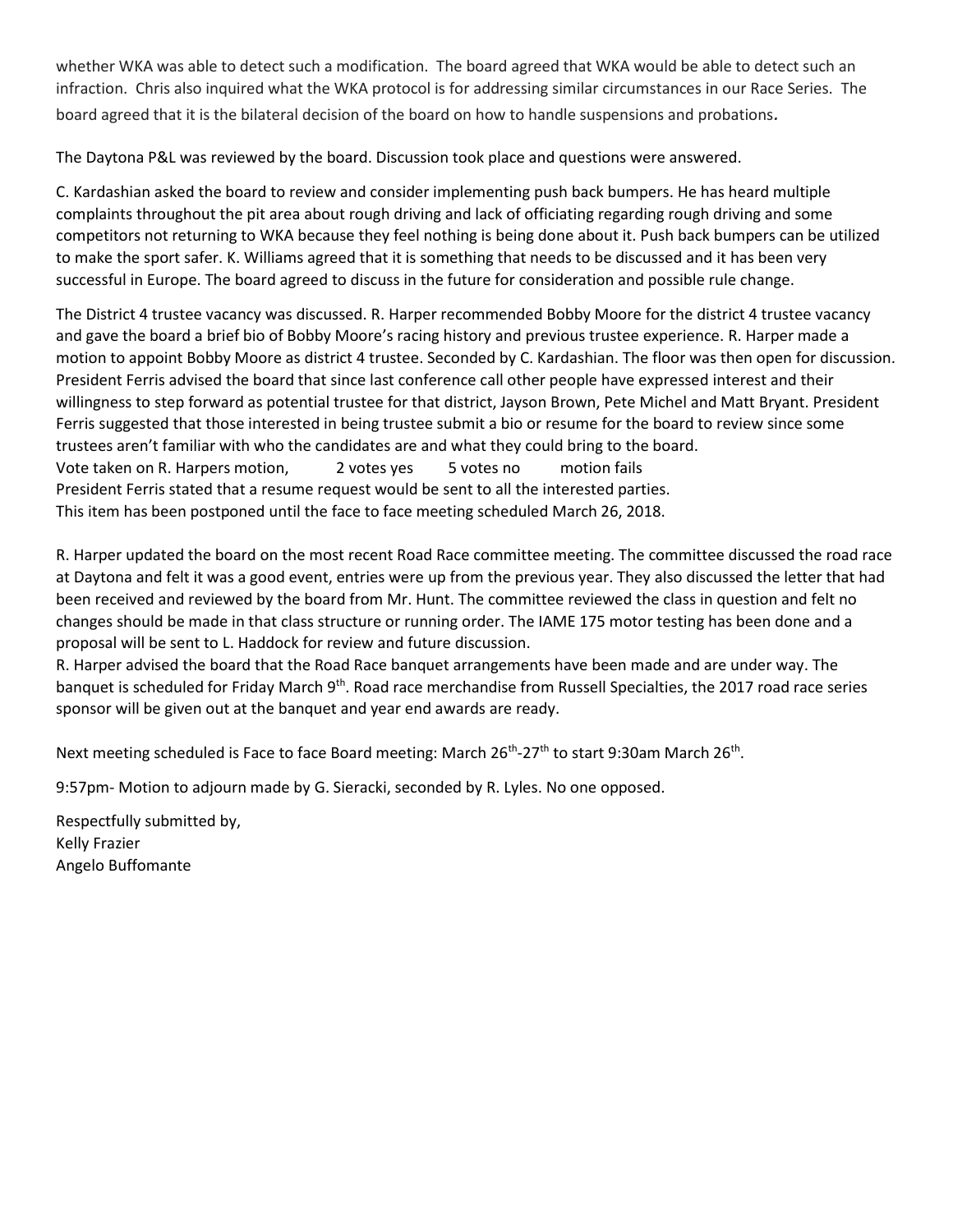whether WKA was able to detect such a modification. The board agreed that WKA would be able to detect such an infraction. Chris also inquired what the WKA protocol is for addressing similar circumstances in our Race Series. The board agreed that it is the bilateral decision of the board on how to handle suspensions and probations.

The Daytona P&L was reviewed by the board. Discussion took place and questions were answered.

C. Kardashian asked the board to review and consider implementing push back bumpers. He has heard multiple complaints throughout the pit area about rough driving and lack of officiating regarding rough driving and some competitors not returning to WKA because they feel nothing is being done about it. Push back bumpers can be utilized to make the sport safer. K. Williams agreed that it is something that needs to be discussed and it has been very successful in Europe. The board agreed to discuss in the future for consideration and possible rule change.

The District 4 trustee vacancy was discussed. R. Harper recommended Bobby Moore for the district 4 trustee vacancy and gave the board a brief bio of Bobby Moore's racing history and previous trustee experience. R. Harper made a motion to appoint Bobby Moore as district 4 trustee. Seconded by C. Kardashian. The floor was then open for discussion. President Ferris advised the board that since last conference call other people have expressed interest and their willingness to step forward as potential trustee for that district, Jayson Brown, Pete Michel and Matt Bryant. President Ferris suggested that those interested in being trustee submit a bio or resume for the board to review since some trustees aren't familiar with who the candidates are and what they could bring to the board.
Vote taken on R. Harpers motion, 2 votes yes 5 votes no motion fails
President Ferris stated that a resume request would be sent to all the interested parties.
This item has been postponed until the face to face meeting scheduled March 26, 2018.

R. Harper updated the board on the most recent Road Race committee meeting. The committee discussed the road race at Daytona and felt it was a good event, entries were up from the previous year. They also discussed the letter that had been received and reviewed by the board from Mr. Hunt. The committee reviewed the class in question and felt no changes should be made in that class structure or running order. The IAME 175 motor testing has been done and a proposal will be sent to L. Haddock for review and future discussion.
R. Harper advised the board that the Road Race banquet arrangements have been made and are under way. The banquet is scheduled for Friday March 9th. Road race merchandise from Russell Specialties, the 2017 road race series sponsor will be given out at the banquet and year end awards are ready.

Next meeting scheduled is Face to face Board meeting: March 26th-27th to start 9:30am March 26th.

9:57pm- Motion to adjourn made by G. Sieracki, seconded by R. Lyles. No one opposed.

Respectfully submitted by,
Kelly Frazier
Angelo Buffomante